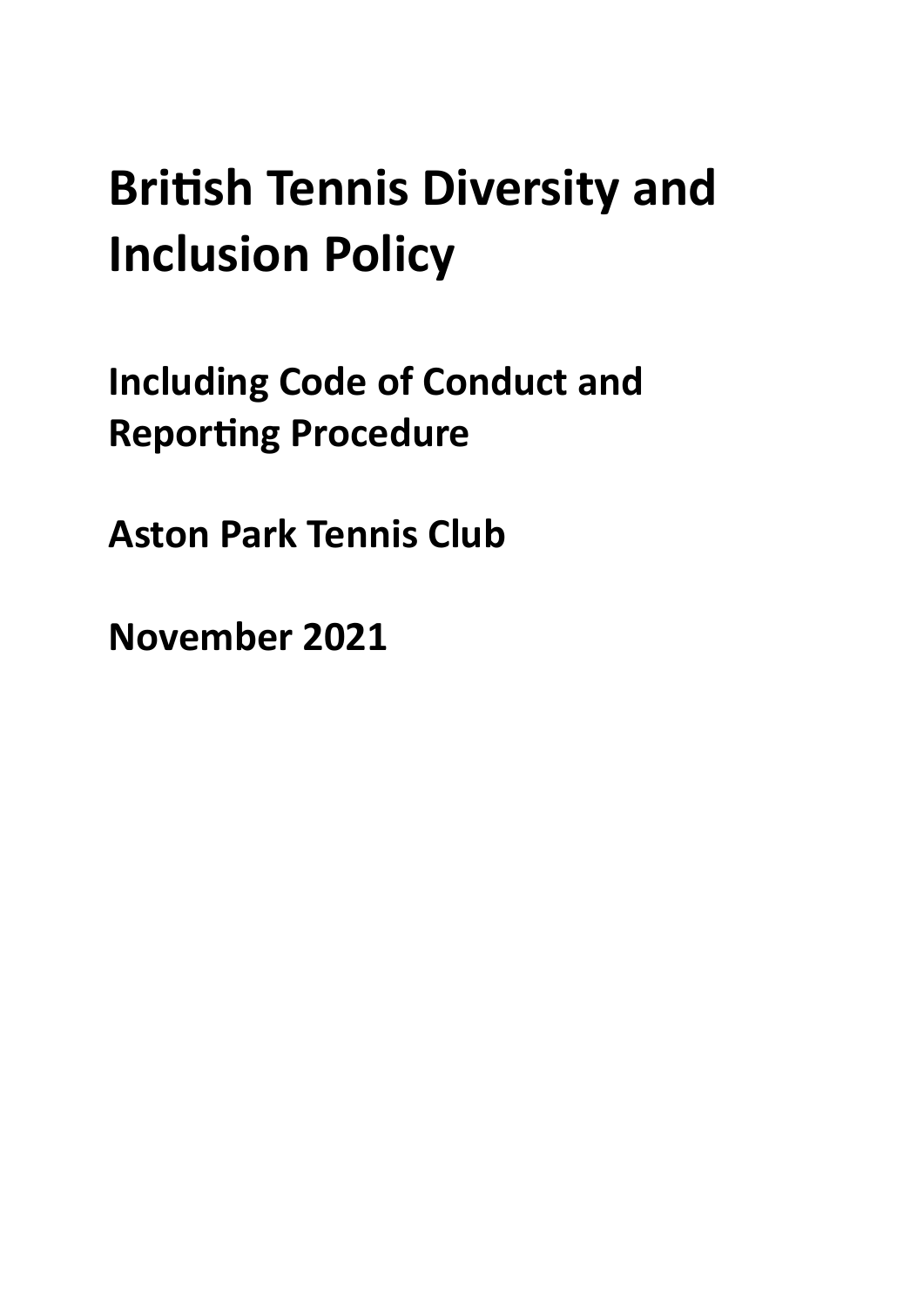# British Tennis Diversity and Inclusion Policy

## Including Code of Conduct and Reporting Procedure

## Aston Park Tennis Club

## November 2021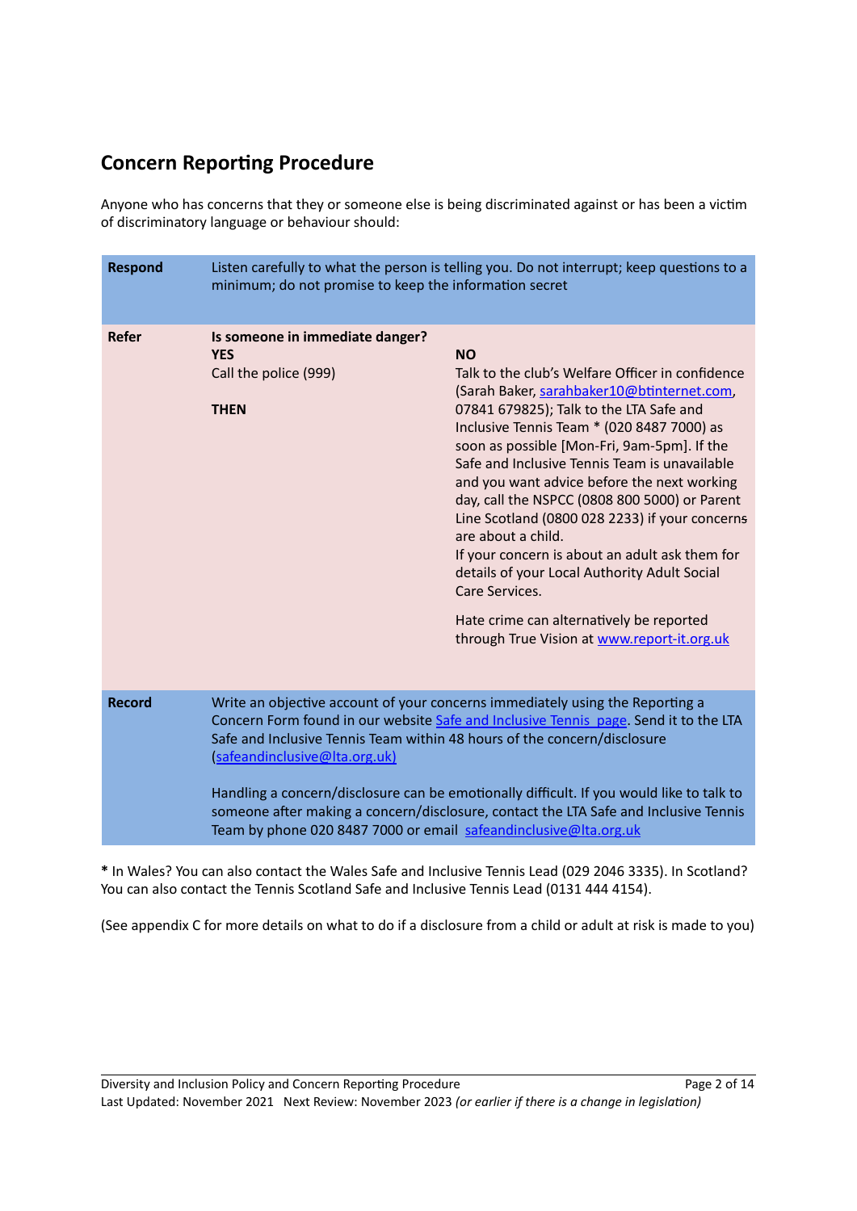## Concern Reporting Procedure

Anyone who has concerns that they or someone else is being discriminated against or has been a victim of discriminatory language or behaviour should:

| | | |
|---|---|---|
| **Respond** | Listen carefully to what the person is telling you. Do not interrupt; keep questions to a minimum; do not promise to keep the information secret | |
| **Refer** | **Is someone in immediate danger?**<br>**YES**<br>Call the police (999)<br><br>**THEN** | **NO**<br>Talk to the club's Welfare Officer in confidence (Sarah Baker, sarahbaker10@btinternet.com, 07841 679825); Talk to the LTA Safe and Inclusive Tennis Team * (020 8487 7000) as soon as possible [Mon-Fri, 9am-5pm]. If the Safe and Inclusive Tennis Team is unavailable and you want advice before the next working day, call the NSPCC (0808 800 5000) or Parent Line Scotland (0800 028 2233) if your concerns are about a child.<br>If your concern is about an adult ask them for details of your Local Authority Adult Social Care Services.<br><br>Hate crime can alternatively be reported through True Vision at www.report-it.org.uk |
| **Record** | Write an objective account of your concerns immediately using the Reporting a Concern Form found in our website Safe and Inclusive Tennis page. Send it to the LTA Safe and Inclusive Tennis Team within 48 hours of the concern/disclosure (safeandinclusive@lta.org.uk)<br><br>Handling a concern/disclosure can be emotionally difficult. If you would like to talk to someone after making a concern/disclosure, contact the LTA Safe and Inclusive Tennis Team by phone 020 8487 7000 or email safeandinclusive@lta.org.uk | |

**\*** In Wales? You can also contact the Wales Safe and Inclusive Tennis Lead (029 2046 3335). In Scotland? You can also contact the Tennis Scotland Safe and Inclusive Tennis Lead (0131 444 4154).

(See appendix C for more details on what to do if a disclosure from a child or adult at risk is made to you)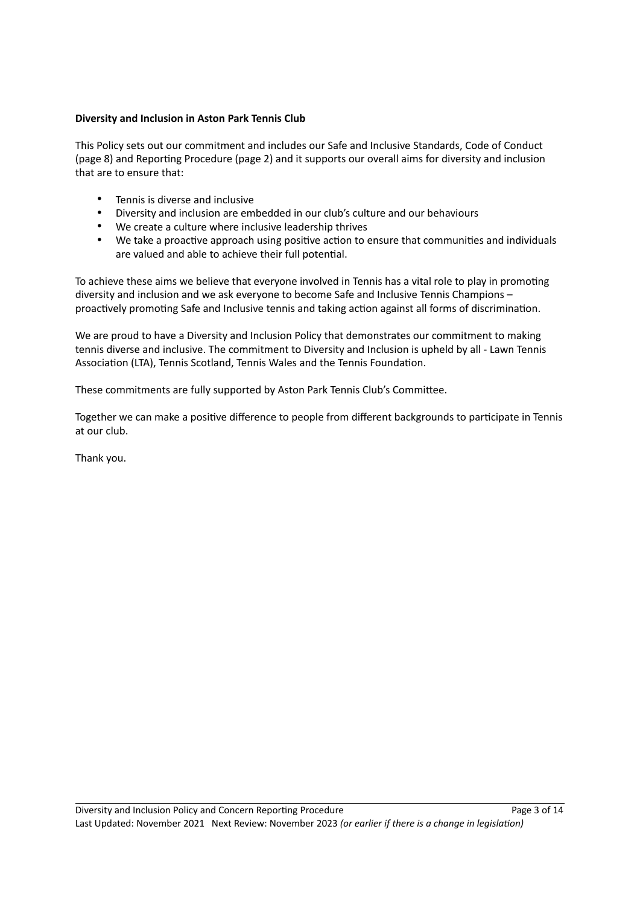**Diversity and Inclusion in Aston Park Tennis Club**

This Policy sets out our commitment and includes our Safe and Inclusive Standards, Code of Conduct (page 8) and Reporting Procedure (page 2) and it supports our overall aims for diversity and inclusion that are to ensure that:

- Tennis is diverse and inclusive
- Diversity and inclusion are embedded in our club's culture and our behaviours
- We create a culture where inclusive leadership thrives
- We take a proactive approach using positive action to ensure that communities and individuals are valued and able to achieve their full potential.

To achieve these aims we believe that everyone involved in Tennis has a vital role to play in promoting diversity and inclusion and we ask everyone to become Safe and Inclusive Tennis Champions – proactively promoting Safe and Inclusive tennis and taking action against all forms of discrimination.

We are proud to have a Diversity and Inclusion Policy that demonstrates our commitment to making tennis diverse and inclusive. The commitment to Diversity and Inclusion is upheld by all - Lawn Tennis Association (LTA), Tennis Scotland, Tennis Wales and the Tennis Foundation.

These commitments are fully supported by Aston Park Tennis Club's Committee.

Together we can make a positive difference to people from different backgrounds to participate in Tennis at our club.

Thank you.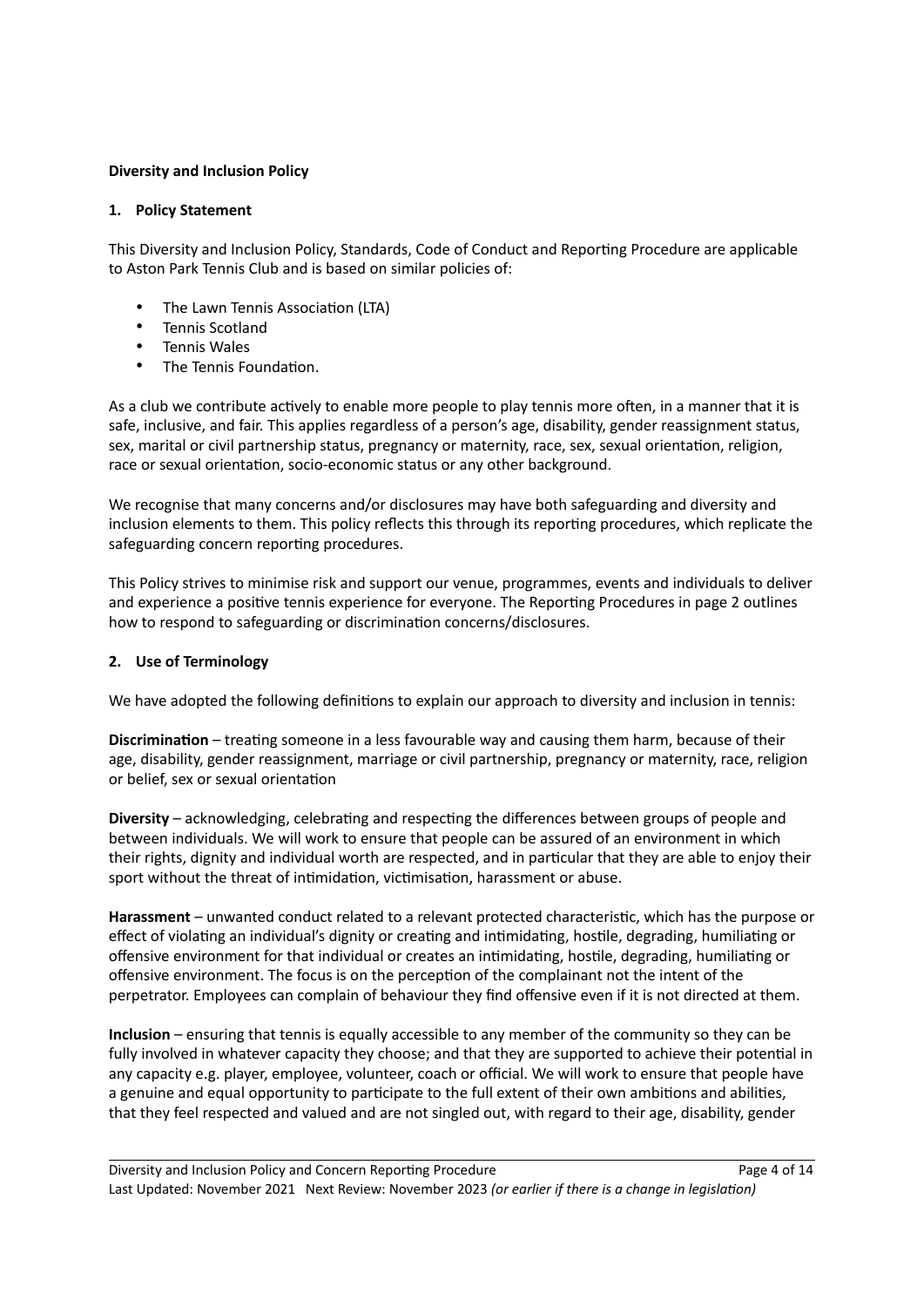**Diversity and Inclusion Policy**

## 1. Policy Statement

This Diversity and Inclusion Policy, Standards, Code of Conduct and Reporting Procedure are applicable to Aston Park Tennis Club and is based on similar policies of:

- The Lawn Tennis Association (LTA)
- Tennis Scotland
- Tennis Wales
- The Tennis Foundation.

As a club we contribute actively to enable more people to play tennis more often, in a manner that it is safe, inclusive, and fair. This applies regardless of a person's age, disability, gender reassignment status, sex, marital or civil partnership status, pregnancy or maternity, race, sex, sexual orientation, religion, race or sexual orientation, socio-economic status or any other background.

We recognise that many concerns and/or disclosures may have both safeguarding and diversity and inclusion elements to them. This policy reflects this through its reporting procedures, which replicate the safeguarding concern reporting procedures.

This Policy strives to minimise risk and support our venue, programmes, events and individuals to deliver and experience a positive tennis experience for everyone. The Reporting Procedures in page 2 outlines how to respond to safeguarding or discrimination concerns/disclosures.

## 2. Use of Terminology

We have adopted the following definitions to explain our approach to diversity and inclusion in tennis:

**Discrimination** – treating someone in a less favourable way and causing them harm, because of their age, disability, gender reassignment, marriage or civil partnership, pregnancy or maternity, race, religion or belief, sex or sexual orientation

**Diversity** – acknowledging, celebrating and respecting the differences between groups of people and between individuals. We will work to ensure that people can be assured of an environment in which their rights, dignity and individual worth are respected, and in particular that they are able to enjoy their sport without the threat of intimidation, victimisation, harassment or abuse.

**Harassment** – unwanted conduct related to a relevant protected characteristic, which has the purpose or effect of violating an individual's dignity or creating and intimidating, hostile, degrading, humiliating or offensive environment for that individual or creates an intimidating, hostile, degrading, humiliating or offensive environment. The focus is on the perception of the complainant not the intent of the perpetrator. Employees can complain of behaviour they find offensive even if it is not directed at them.

**Inclusion** – ensuring that tennis is equally accessible to any member of the community so they can be fully involved in whatever capacity they choose; and that they are supported to achieve their potential in any capacity e.g. player, employee, volunteer, coach or official. We will work to ensure that people have a genuine and equal opportunity to participate to the full extent of their own ambitions and abilities, that they feel respected and valued and are not singled out, with regard to their age, disability, gender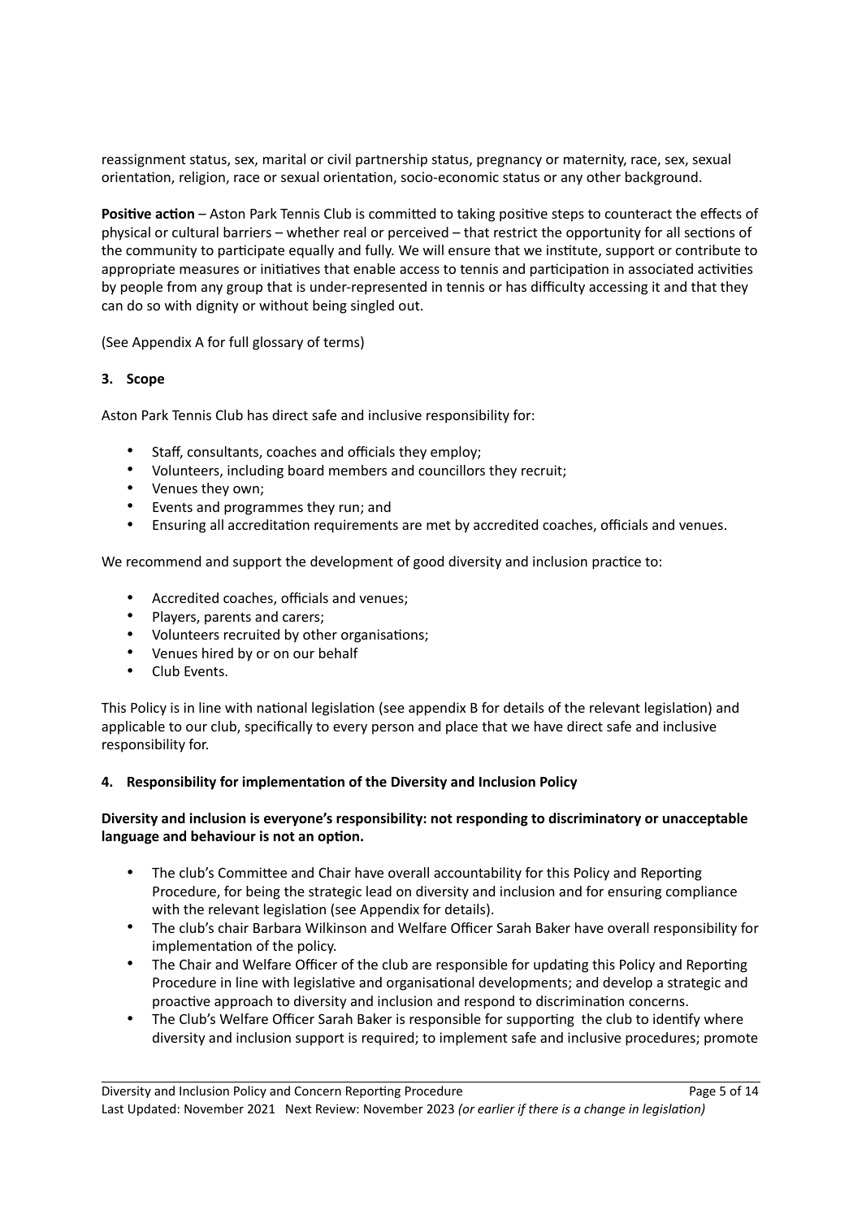reassignment status, sex, marital or civil partnership status, pregnancy or maternity, race, sex, sexual orientation, religion, race or sexual orientation, socio-economic status or any other background.

**Positive action** – Aston Park Tennis Club is committed to taking positive steps to counteract the effects of physical or cultural barriers – whether real or perceived – that restrict the opportunity for all sections of the community to participate equally and fully. We will ensure that we institute, support or contribute to appropriate measures or initiatives that enable access to tennis and participation in associated activities by people from any group that is under-represented in tennis or has difficulty accessing it and that they can do so with dignity or without being singled out.

(See Appendix A for full glossary of terms)

## 3. Scope

Aston Park Tennis Club has direct safe and inclusive responsibility for:

- Staff, consultants, coaches and officials they employ;
- Volunteers, including board members and councillors they recruit;
- Venues they own;
- Events and programmes they run; and
- Ensuring all accreditation requirements are met by accredited coaches, officials and venues.

We recommend and support the development of good diversity and inclusion practice to:

- Accredited coaches, officials and venues;
- Players, parents and carers;
- Volunteers recruited by other organisations;
- Venues hired by or on our behalf
- Club Events.

This Policy is in line with national legislation (see appendix B for details of the relevant legislation) and applicable to our club, specifically to every person and place that we have direct safe and inclusive responsibility for.

## 4. Responsibility for implementation of the Diversity and Inclusion Policy

**Diversity and inclusion is everyone's responsibility: not responding to discriminatory or unacceptable language and behaviour is not an option.**

- The club's Committee and Chair have overall accountability for this Policy and Reporting Procedure, for being the strategic lead on diversity and inclusion and for ensuring compliance with the relevant legislation (see Appendix for details).
- The club's chair Barbara Wilkinson and Welfare Officer Sarah Baker have overall responsibility for implementation of the policy.
- The Chair and Welfare Officer of the club are responsible for updating this Policy and Reporting Procedure in line with legislative and organisational developments; and develop a strategic and proactive approach to diversity and inclusion and respond to discrimination concerns.
- The Club's Welfare Officer Sarah Baker is responsible for supporting the club to identify where diversity and inclusion support is required; to implement safe and inclusive procedures; promote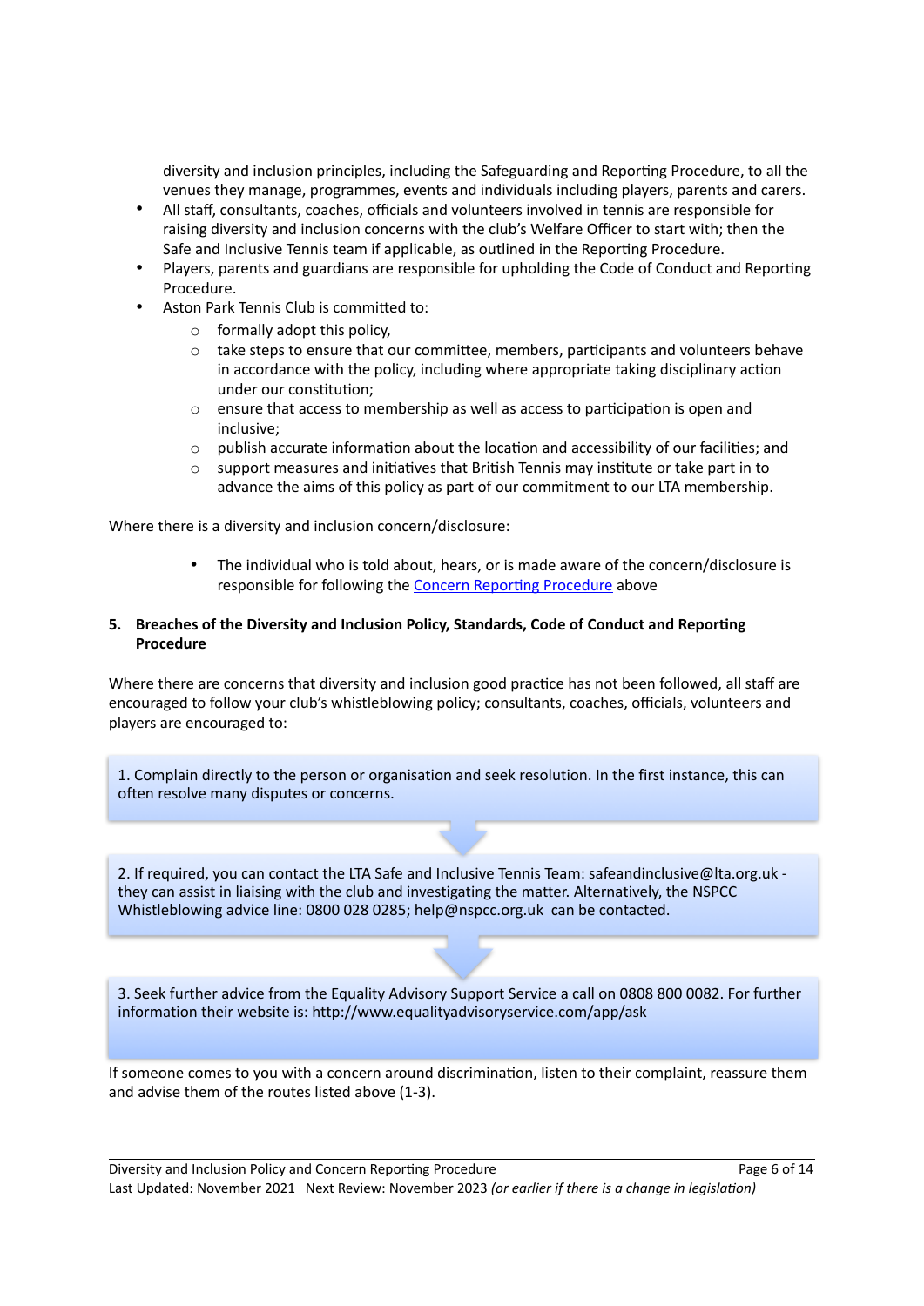diversity and inclusion principles, including the Safeguarding and Reporting Procedure, to all the venues they manage, programmes, events and individuals including players, parents and carers.

- All staff, consultants, coaches, officials and volunteers involved in tennis are responsible for raising diversity and inclusion concerns with the club's Welfare Officer to start with; then the Safe and Inclusive Tennis team if applicable, as outlined in the Reporting Procedure.
- Players, parents and guardians are responsible for upholding the Code of Conduct and Reporting Procedure.
- Aston Park Tennis Club is committed to:
    - formally adopt this policy,
    - take steps to ensure that our committee, members, participants and volunteers behave in accordance with the policy, including where appropriate taking disciplinary action under our constitution;
    - ensure that access to membership as well as access to participation is open and inclusive;
    - publish accurate information about the location and accessibility of our facilities; and
    - support measures and initiatives that British Tennis may institute or take part in to advance the aims of this policy as part of our commitment to our LTA membership.

Where there is a diversity and inclusion concern/disclosure:

- The individual who is told about, hears, or is made aware of the concern/disclosure is responsible for following the [Concern Reporting Procedure]() above

## 5. Breaches of the Diversity and Inclusion Policy, Standards, Code of Conduct and Reporting Procedure

Where there are concerns that diversity and inclusion good practice has not been followed, all staff are encouraged to follow your club's whistleblowing policy; consultants, coaches, officials, volunteers and players are encouraged to:

1. Complain directly to the person or organisation and seek resolution. In the first instance, this can often resolve many disputes or concerns.

2. If required, you can contact the LTA Safe and Inclusive Tennis Team: safeandinclusive@lta.org.uk - they can assist in liaising with the club and investigating the matter. Alternatively, the NSPCC Whistleblowing advice line: 0800 028 0285; help@nspcc.org.uk can be contacted.

3. Seek further advice from the Equality Advisory Support Service a call on 0808 800 0082. For further information their website is: http://www.equalityadvisoryservice.com/app/ask

If someone comes to you with a concern around discrimination, listen to their complaint, reassure them and advise them of the routes listed above (1-3).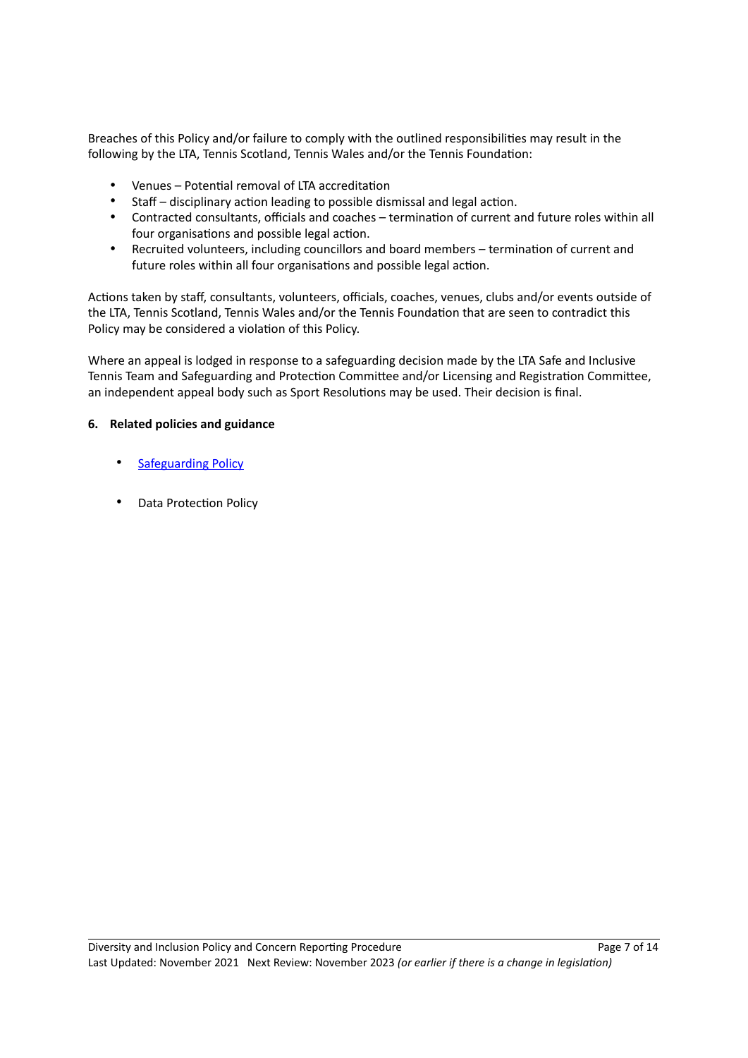Breaches of this Policy and/or failure to comply with the outlined responsibilities may result in the following by the LTA, Tennis Scotland, Tennis Wales and/or the Tennis Foundation:

- Venues – Potential removal of LTA accreditation
- Staff – disciplinary action leading to possible dismissal and legal action.
- Contracted consultants, officials and coaches – termination of current and future roles within all four organisations and possible legal action.
- Recruited volunteers, including councillors and board members – termination of current and future roles within all four organisations and possible legal action.

Actions taken by staff, consultants, volunteers, officials, coaches, venues, clubs and/or events outside of the LTA, Tennis Scotland, Tennis Wales and/or the Tennis Foundation that are seen to contradict this Policy may be considered a violation of this Policy.

Where an appeal is lodged in response to a safeguarding decision made by the LTA Safe and Inclusive Tennis Team and Safeguarding and Protection Committee and/or Licensing and Registration Committee, an independent appeal body such as Sport Resolutions may be used. Their decision is final.

## 6. Related policies and guidance

- Safeguarding Policy
- Data Protection Policy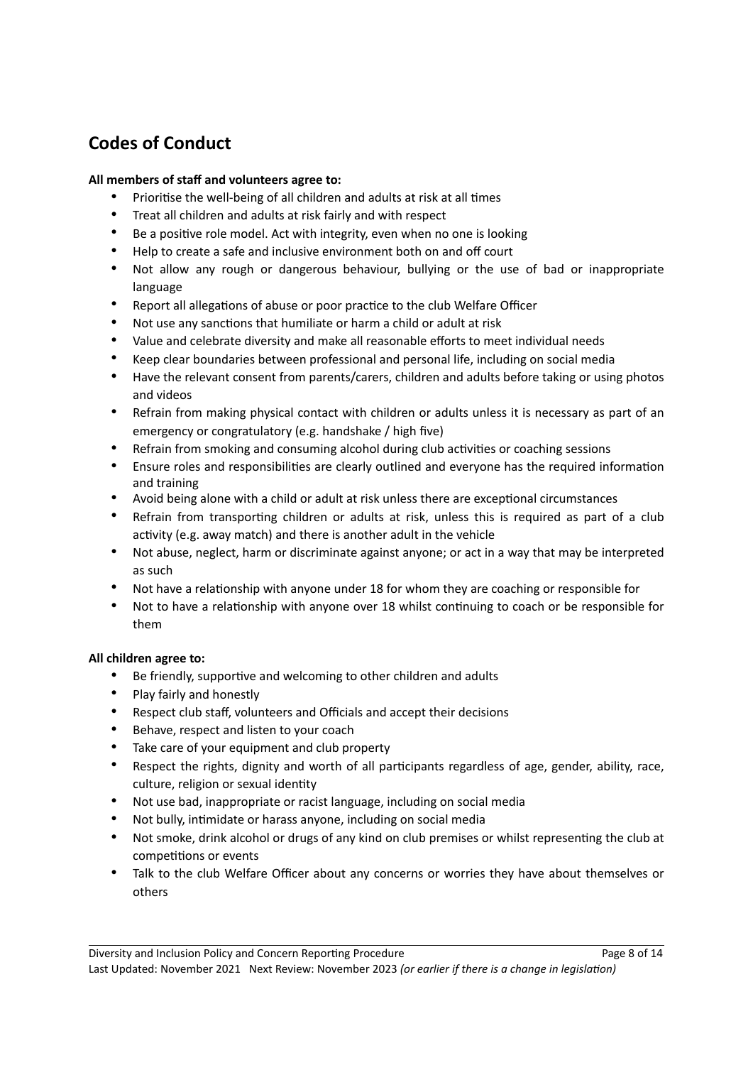## Codes of Conduct

**All members of staff and volunteers agree to:**

- Prioritise the well-being of all children and adults at risk at all times
- Treat all children and adults at risk fairly and with respect
- Be a positive role model. Act with integrity, even when no one is looking
- Help to create a safe and inclusive environment both on and off court
- Not allow any rough or dangerous behaviour, bullying or the use of bad or inappropriate language
- Report all allegations of abuse or poor practice to the club Welfare Officer
- Not use any sanctions that humiliate or harm a child or adult at risk
- Value and celebrate diversity and make all reasonable efforts to meet individual needs
- Keep clear boundaries between professional and personal life, including on social media
- Have the relevant consent from parents/carers, children and adults before taking or using photos and videos
- Refrain from making physical contact with children or adults unless it is necessary as part of an emergency or congratulatory (e.g. handshake / high five)
- Refrain from smoking and consuming alcohol during club activities or coaching sessions
- Ensure roles and responsibilities are clearly outlined and everyone has the required information and training
- Avoid being alone with a child or adult at risk unless there are exceptional circumstances
- Refrain from transporting children or adults at risk, unless this is required as part of a club activity (e.g. away match) and there is another adult in the vehicle
- Not abuse, neglect, harm or discriminate against anyone; or act in a way that may be interpreted as such
- Not have a relationship with anyone under 18 for whom they are coaching or responsible for
- Not to have a relationship with anyone over 18 whilst continuing to coach or be responsible for them

**All children agree to:**

- Be friendly, supportive and welcoming to other children and adults
- Play fairly and honestly
- Respect club staff, volunteers and Officials and accept their decisions
- Behave, respect and listen to your coach
- Take care of your equipment and club property
- Respect the rights, dignity and worth of all participants regardless of age, gender, ability, race, culture, religion or sexual identity
- Not use bad, inappropriate or racist language, including on social media
- Not bully, intimidate or harass anyone, including on social media
- Not smoke, drink alcohol or drugs of any kind on club premises or whilst representing the club at competitions or events
- Talk to the club Welfare Officer about any concerns or worries they have about themselves or others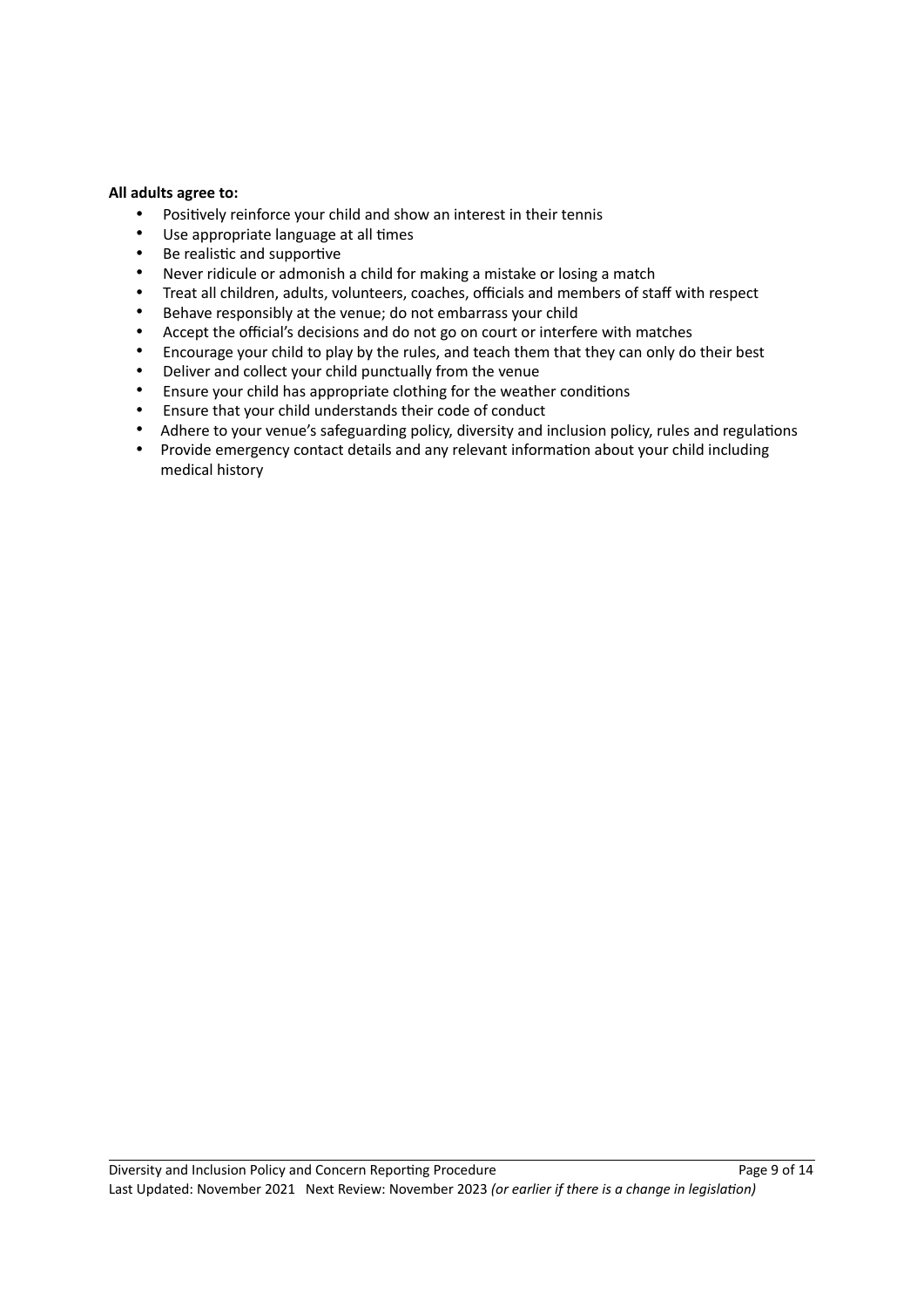**All adults agree to:**

- Positively reinforce your child and show an interest in their tennis
- Use appropriate language at all times
- Be realistic and supportive
- Never ridicule or admonish a child for making a mistake or losing a match
- Treat all children, adults, volunteers, coaches, officials and members of staff with respect
- Behave responsibly at the venue; do not embarrass your child
- Accept the official's decisions and do not go on court or interfere with matches
- Encourage your child to play by the rules, and teach them that they can only do their best
- Deliver and collect your child punctually from the venue
- Ensure your child has appropriate clothing for the weather conditions
- Ensure that your child understands their code of conduct
- Adhere to your venue's safeguarding policy, diversity and inclusion policy, rules and regulations
- Provide emergency contact details and any relevant information about your child including medical history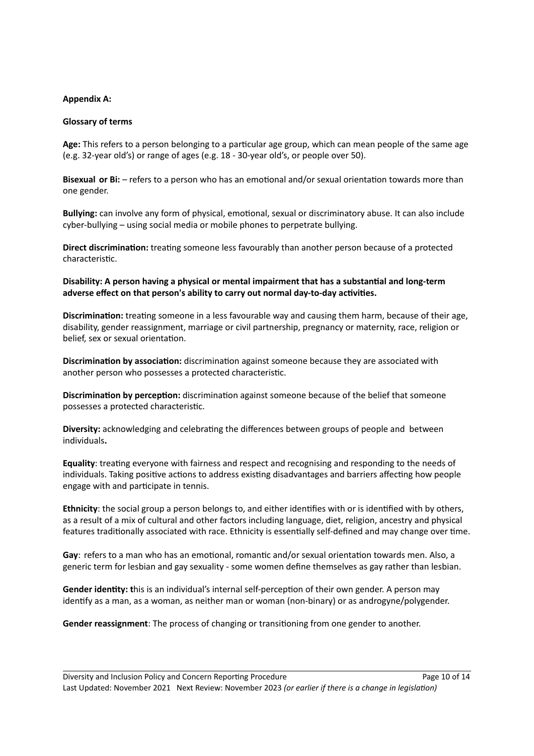**Appendix A:**

**Glossary of terms**

**Age:** This refers to a person belonging to a particular age group, which can mean people of the same age (e.g. 32-year old's) or range of ages (e.g. 18 - 30-year old's, or people over 50).

**Bisexual or Bi:** – refers to a person who has an emotional and/or sexual orientation towards more than one gender.

**Bullying:** can involve any form of physical, emotional, sexual or discriminatory abuse. It can also include cyber-bullying – using social media or mobile phones to perpetrate bullying.

**Direct discrimination:** treating someone less favourably than another person because of a protected characteristic.

**Disability: A person having a physical or mental impairment that has a substantial and long-term adverse effect on that person's ability to carry out normal day-to-day activities.**

**Discrimination:** treating someone in a less favourable way and causing them harm, because of their age, disability, gender reassignment, marriage or civil partnership, pregnancy or maternity, race, religion or belief, sex or sexual orientation.

**Discrimination by association:** discrimination against someone because they are associated with another person who possesses a protected characteristic.

**Discrimination by perception:** discrimination against someone because of the belief that someone possesses a protected characteristic.

**Diversity:** acknowledging and celebrating the differences between groups of people and between individuals**.**

**Equality**: treating everyone with fairness and respect and recognising and responding to the needs of individuals. Taking positive actions to address existing disadvantages and barriers affecting how people engage with and participate in tennis.

**Ethnicity**: the social group a person belongs to, and either identifies with or is identified with by others, as a result of a mix of cultural and other factors including language, diet, religion, ancestry and physical features traditionally associated with race. Ethnicity is essentially self-defined and may change over time.

**Gay**: refers to a man who has an emotional, romantic and/or sexual orientation towards men. Also, a generic term for lesbian and gay sexuality - some women define themselves as gay rather than lesbian.

**Gender identity: t**his is an individual's internal self-perception of their own gender. A person may identify as a man, as a woman, as neither man or woman (non-binary) or as androgyne/polygender.

**Gender reassignment**: The process of changing or transitioning from one gender to another.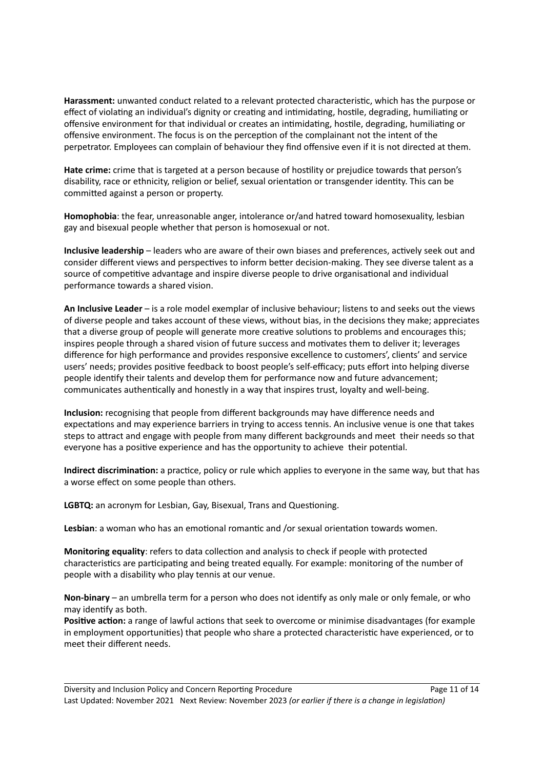**Harassment:** unwanted conduct related to a relevant protected characteristic, which has the purpose or effect of violating an individual's dignity or creating and intimidating, hostile, degrading, humiliating or offensive environment for that individual or creates an intimidating, hostile, degrading, humiliating or offensive environment. The focus is on the perception of the complainant not the intent of the perpetrator. Employees can complain of behaviour they find offensive even if it is not directed at them.

**Hate crime:** crime that is targeted at a person because of hostility or prejudice towards that person's disability, race or ethnicity, religion or belief, sexual orientation or transgender identity. This can be committed against a person or property.

**Homophobia**: the fear, unreasonable anger, intolerance or/and hatred toward homosexuality, lesbian gay and bisexual people whether that person is homosexual or not.

**Inclusive leadership** – leaders who are aware of their own biases and preferences, actively seek out and consider different views and perspectives to inform better decision-making. They see diverse talent as a source of competitive advantage and inspire diverse people to drive organisational and individual performance towards a shared vision.

**An Inclusive Leader** – is a role model exemplar of inclusive behaviour; listens to and seeks out the views of diverse people and takes account of these views, without bias, in the decisions they make; appreciates that a diverse group of people will generate more creative solutions to problems and encourages this; inspires people through a shared vision of future success and motivates them to deliver it; leverages difference for high performance and provides responsive excellence to customers', clients' and service users' needs; provides positive feedback to boost people's self-efficacy; puts effort into helping diverse people identify their talents and develop them for performance now and future advancement; communicates authentically and honestly in a way that inspires trust, loyalty and well-being.

**Inclusion:** recognising that people from different backgrounds may have difference needs and expectations and may experience barriers in trying to access tennis. An inclusive venue is one that takes steps to attract and engage with people from many different backgrounds and meet their needs so that everyone has a positive experience and has the opportunity to achieve their potential.

**Indirect discrimination:** a practice, policy or rule which applies to everyone in the same way, but that has a worse effect on some people than others.

**LGBTQ:** an acronym for Lesbian, Gay, Bisexual, Trans and Questioning.

**Lesbian**: a woman who has an emotional romantic and /or sexual orientation towards women.

**Monitoring equality**: refers to data collection and analysis to check if people with protected characteristics are participating and being treated equally. For example: monitoring of the number of people with a disability who play tennis at our venue.

**Non-binary** – an umbrella term for a person who does not identify as only male or only female, or who may identify as both.

**Positive action:** a range of lawful actions that seek to overcome or minimise disadvantages (for example in employment opportunities) that people who share a protected characteristic have experienced, or to meet their different needs.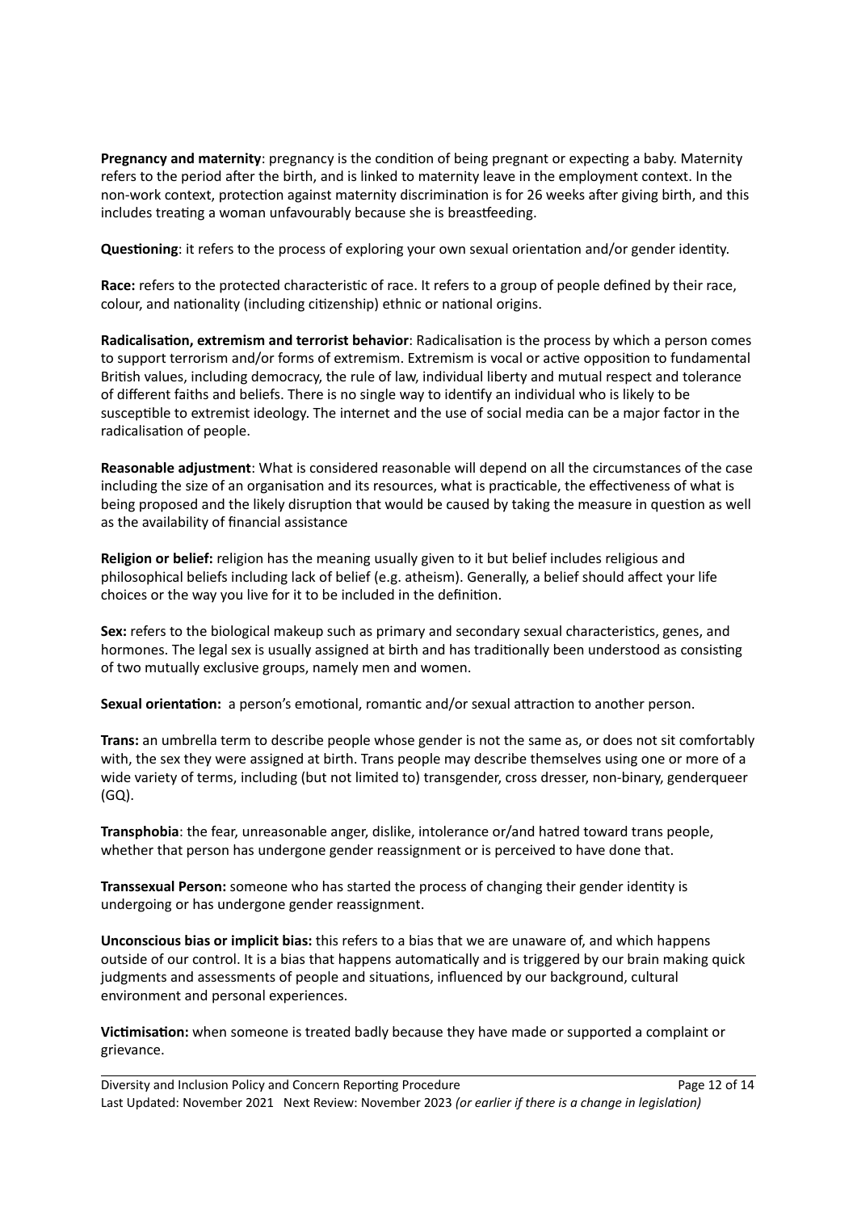**Pregnancy and maternity**: pregnancy is the condition of being pregnant or expecting a baby. Maternity refers to the period after the birth, and is linked to maternity leave in the employment context. In the non-work context, protection against maternity discrimination is for 26 weeks after giving birth, and this includes treating a woman unfavourably because she is breastfeeding.

**Questioning**: it refers to the process of exploring your own sexual orientation and/or gender identity.

**Race:** refers to the protected characteristic of race. It refers to a group of people defined by their race, colour, and nationality (including citizenship) ethnic or national origins.

**Radicalisation, extremism and terrorist behavior**: Radicalisation is the process by which a person comes to support terrorism and/or forms of extremism. Extremism is vocal or active opposition to fundamental British values, including democracy, the rule of law, individual liberty and mutual respect and tolerance of different faiths and beliefs. There is no single way to identify an individual who is likely to be susceptible to extremist ideology. The internet and the use of social media can be a major factor in the radicalisation of people.

**Reasonable adjustment**: What is considered reasonable will depend on all the circumstances of the case including the size of an organisation and its resources, what is practicable, the effectiveness of what is being proposed and the likely disruption that would be caused by taking the measure in question as well as the availability of financial assistance

**Religion or belief:** religion has the meaning usually given to it but belief includes religious and philosophical beliefs including lack of belief (e.g. atheism). Generally, a belief should affect your life choices or the way you live for it to be included in the definition.

**Sex:** refers to the biological makeup such as primary and secondary sexual characteristics, genes, and hormones. The legal sex is usually assigned at birth and has traditionally been understood as consisting of two mutually exclusive groups, namely men and women.

**Sexual orientation:** a person's emotional, romantic and/or sexual attraction to another person.

**Trans:** an umbrella term to describe people whose gender is not the same as, or does not sit comfortably with, the sex they were assigned at birth. Trans people may describe themselves using one or more of a wide variety of terms, including (but not limited to) transgender, cross dresser, non-binary, genderqueer (GQ).

**Transphobia**: the fear, unreasonable anger, dislike, intolerance or/and hatred toward trans people, whether that person has undergone gender reassignment or is perceived to have done that.

**Transsexual Person:** someone who has started the process of changing their gender identity is undergoing or has undergone gender reassignment.

**Unconscious bias or implicit bias:** this refers to a bias that we are unaware of, and which happens outside of our control. It is a bias that happens automatically and is triggered by our brain making quick judgments and assessments of people and situations, influenced by our background, cultural environment and personal experiences.

**Victimisation:** when someone is treated badly because they have made or supported a complaint or grievance.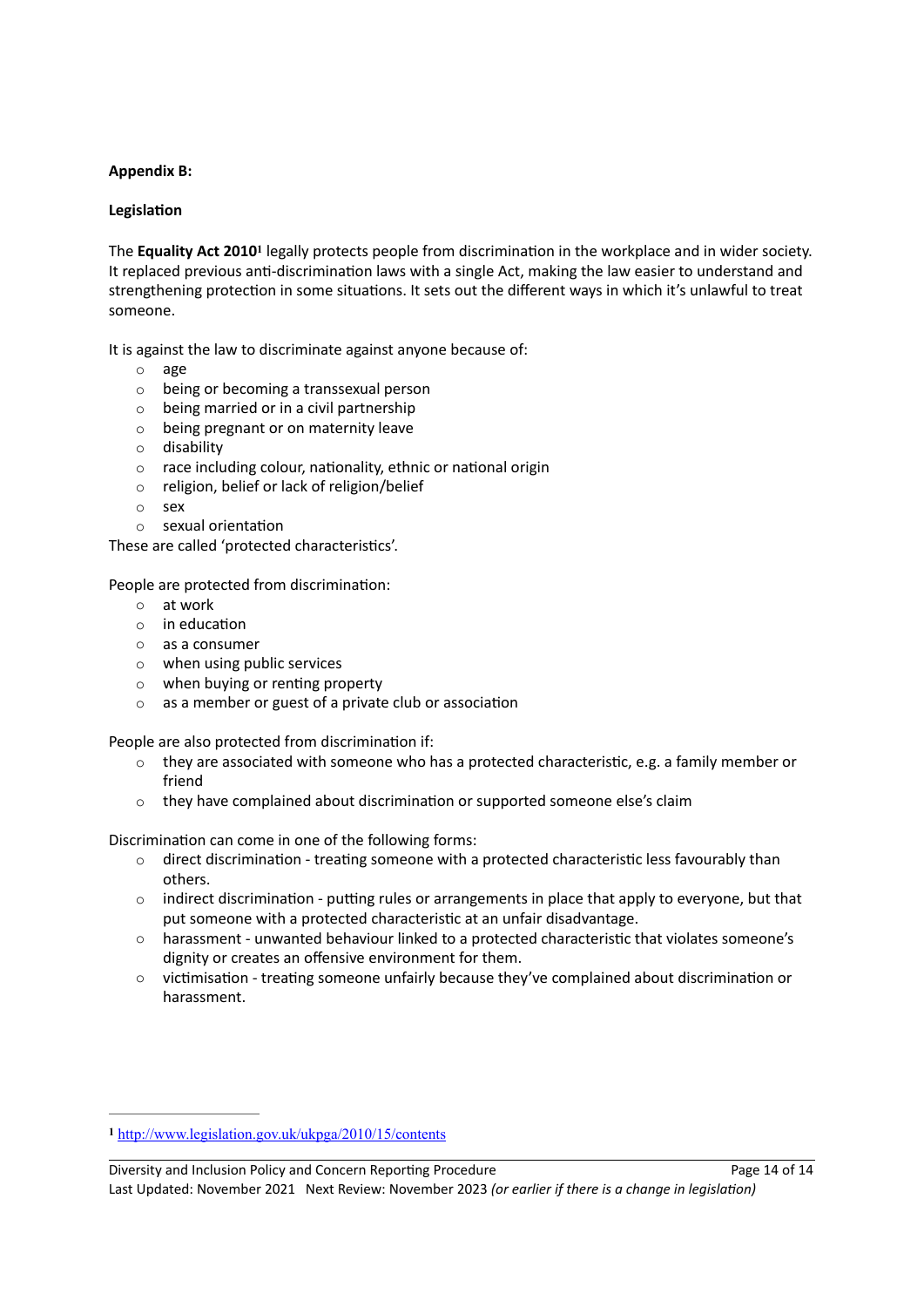**Appendix B:**

**Legislation**

The **Equality Act 2010**[1] legally protects people from discrimination in the workplace and in wider society. It replaced previous anti-discrimination laws with a single Act, making the law easier to understand and strengthening protection in some situations. It sets out the different ways in which it's unlawful to treat someone.

It is against the law to discriminate against anyone because of:

- age
- being or becoming a transsexual person
- being married or in a civil partnership
- being pregnant or on maternity leave
- disability
- race including colour, nationality, ethnic or national origin
- religion, belief or lack of religion/belief
- sex
- sexual orientation

These are called 'protected characteristics'.

People are protected from discrimination:

- at work
- in education
- as a consumer
- when using public services
- when buying or renting property
- as a member or guest of a private club or association

People are also protected from discrimination if:

- they are associated with someone who has a protected characteristic, e.g. a family member or friend
- they have complained about discrimination or supported someone else's claim

Discrimination can come in one of the following forms:

- direct discrimination - treating someone with a protected characteristic less favourably than others.
- indirect discrimination - putting rules or arrangements in place that apply to everyone, but that put someone with a protected characteristic at an unfair disadvantage.
- harassment - unwanted behaviour linked to a protected characteristic that violates someone's dignity or creates an offensive environment for them.
- victimisation - treating someone unfairly because they've complained about discrimination or harassment.

---

[1] http://www.legislation.gov.uk/ukpga/2010/15/contents